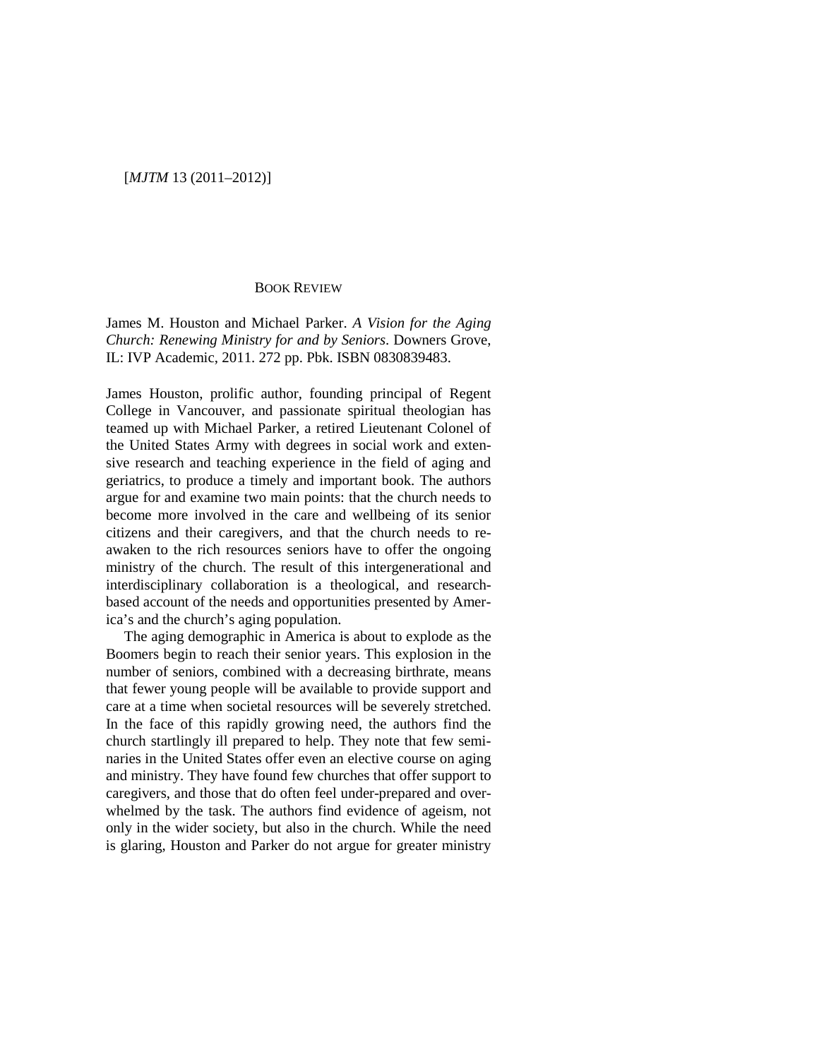## BOOK REVIEW

James M. Houston and Michael Parker. *A Vision for the Aging Church: Renewing Ministry for and by Seniors*. Downers Grove, IL: IVP Academic, 2011. 272 pp. Pbk. ISBN 0830839483.

James Houston, prolific author, founding principal of Regent College in Vancouver, and passionate spiritual theologian has teamed up with Michael Parker, a retired Lieutenant Colonel of the United States Army with degrees in social work and extensive research and teaching experience in the field of aging and geriatrics, to produce a timely and important book. The authors argue for and examine two main points: that the church needs to become more involved in the care and wellbeing of its senior citizens and their caregivers, and that the church needs to re-awaken to the rich resources seniors have to offer the ongoing ministry of the church. The result of this intergenerational and interdisciplinary collaboration is a theological, and research-based account of the needs and opportunities presented by America's and the church's aging population.

The aging demographic in America is about to explode as the Boomers begin to reach their senior years. This explosion in the number of seniors, combined with a decreasing birthrate, means that fewer young people will be available to provide support and care at a time when societal resources will be severely stretched. In the face of this rapidly growing need, the authors find the church startlingly ill prepared to help. They note that few seminaries in the United States offer even an elective course on aging and ministry. They have found few churches that offer support to caregivers, and those that do often feel under-prepared and overwhelmed by the task. The authors find evidence of ageism, not only in the wider society, but also in the church. While the need is glaring, Houston and Parker do not argue for greater ministry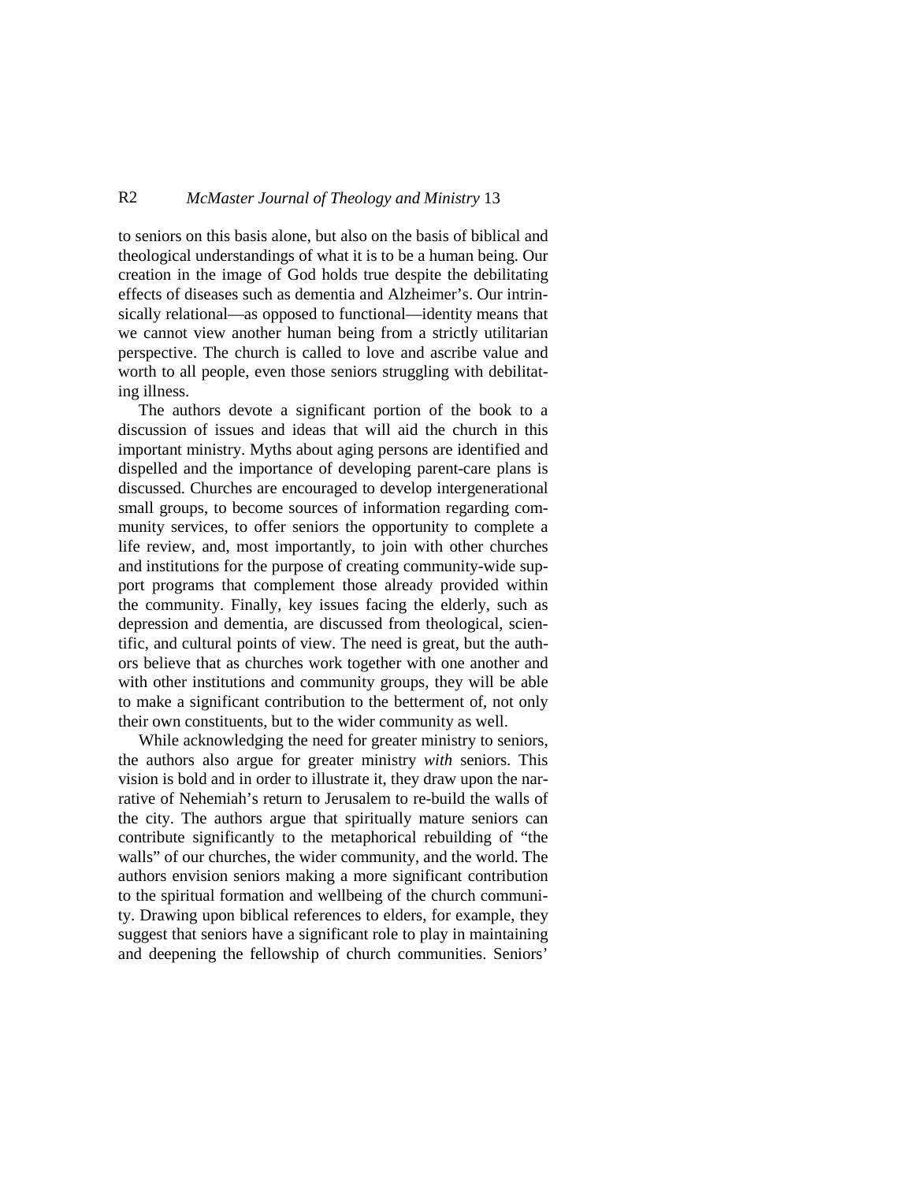to seniors on this basis alone, but also on the basis of biblical and theological understandings of what it is to be a human being. Our creation in the image of God holds true despite the debilitating effects of diseases such as dementia and Alzheimer's. Our intrinsically relational—as opposed to functional—identity means that we cannot view another human being from a strictly utilitarian perspective. The church is called to love and ascribe value and worth to all people, even those seniors struggling with debilitating illness.

The authors devote a significant portion of the book to a discussion of issues and ideas that will aid the church in this important ministry. Myths about aging persons are identified and dispelled and the importance of developing parent-care plans is discussed. Churches are encouraged to develop intergenerational small groups, to become sources of information regarding community services, to offer seniors the opportunity to complete a life review, and, most importantly, to join with other churches and institutions for the purpose of creating community-wide support programs that complement those already provided within the community. Finally, key issues facing the elderly, such as depression and dementia, are discussed from theological, scientific, and cultural points of view. The need is great, but the authors believe that as churches work together with one another and with other institutions and community groups, they will be able to make a significant contribution to the betterment of, not only their own constituents, but to the wider community as well.

While acknowledging the need for greater ministry to seniors, the authors also argue for greater ministry *with* seniors. This vision is bold and in order to illustrate it, they draw upon the narrative of Nehemiah's return to Jerusalem to re-build the walls of the city. The authors argue that spiritually mature seniors can contribute significantly to the metaphorical rebuilding of "the walls" of our churches, the wider community, and the world. The authors envision seniors making a more significant contribution to the spiritual formation and wellbeing of the church community. Drawing upon biblical references to elders, for example, they suggest that seniors have a significant role to play in maintaining and deepening the fellowship of church communities. Seniors'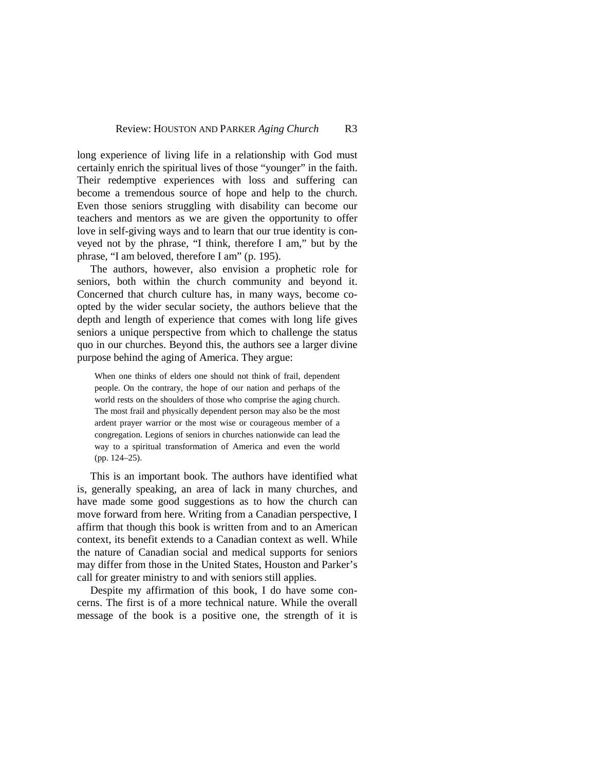long experience of living life in a relationship with God must certainly enrich the spiritual lives of those "younger" in the faith. Their redemptive experiences with loss and suffering can become a tremendous source of hope and help to the church. Even those seniors struggling with disability can become our teachers and mentors as we are given the opportunity to offer love in self-giving ways and to learn that our true identity is conveyed not by the phrase, "I think, therefore I am," but by the phrase, "I am beloved, therefore I am" (p. 195).

The authors, however, also envision a prophetic role for seniors, both within the church community and beyond it. Concerned that church culture has, in many ways, become co-opted by the wider secular society, the authors believe that the depth and length of experience that comes with long life gives seniors a unique perspective from which to challenge the status quo in our churches. Beyond this, the authors see a larger divine purpose behind the aging of America. They argue:

> When one thinks of elders one should not think of frail, dependent people. On the contrary, the hope of our nation and perhaps of the world rests on the shoulders of those who comprise the aging church. The most frail and physically dependent person may also be the most ardent prayer warrior or the most wise or courageous member of a congregation. Legions of seniors in churches nationwide can lead the way to a spiritual transformation of America and even the world (pp. 124–25).

This is an important book. The authors have identified what is, generally speaking, an area of lack in many churches, and have made some good suggestions as to how the church can move forward from here. Writing from a Canadian perspective, I affirm that though this book is written from and to an American context, its benefit extends to a Canadian context as well. While the nature of Canadian social and medical supports for seniors may differ from those in the United States, Houston and Parker's call for greater ministry to and with seniors still applies.

Despite my affirmation of this book, I do have some concerns. The first is of a more technical nature. While the overall message of the book is a positive one, the strength of it is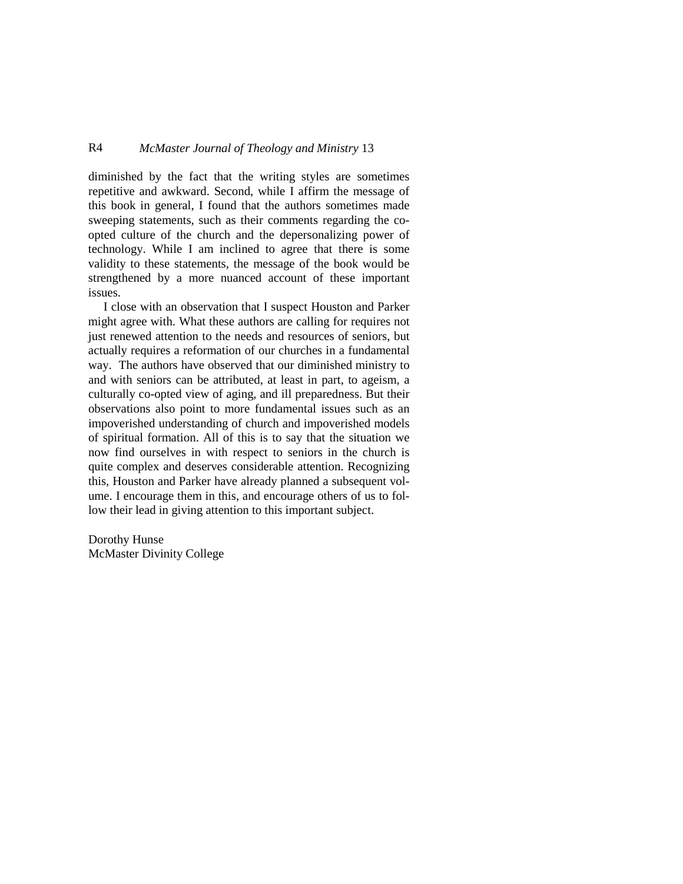diminished by the fact that the writing styles are sometimes repetitive and awkward. Second, while I affirm the message of this book in general, I found that the authors sometimes made sweeping statements, such as their comments regarding the co-opted culture of the church and the depersonalizing power of technology. While I am inclined to agree that there is some validity to these statements, the message of the book would be strengthened by a more nuanced account of these important issues.

I close with an observation that I suspect Houston and Parker might agree with. What these authors are calling for requires not just renewed attention to the needs and resources of seniors, but actually requires a reformation of our churches in a fundamental way. The authors have observed that our diminished ministry to and with seniors can be attributed, at least in part, to ageism, a culturally co-opted view of aging, and ill preparedness. But their observations also point to more fundamental issues such as an impoverished understanding of church and impoverished models of spiritual formation. All of this is to say that the situation we now find ourselves in with respect to seniors in the church is quite complex and deserves considerable attention. Recognizing this, Houston and Parker have already planned a subsequent volume. I encourage them in this, and encourage others of us to follow their lead in giving attention to this important subject.

Dorothy Hunse
McMaster Divinity College